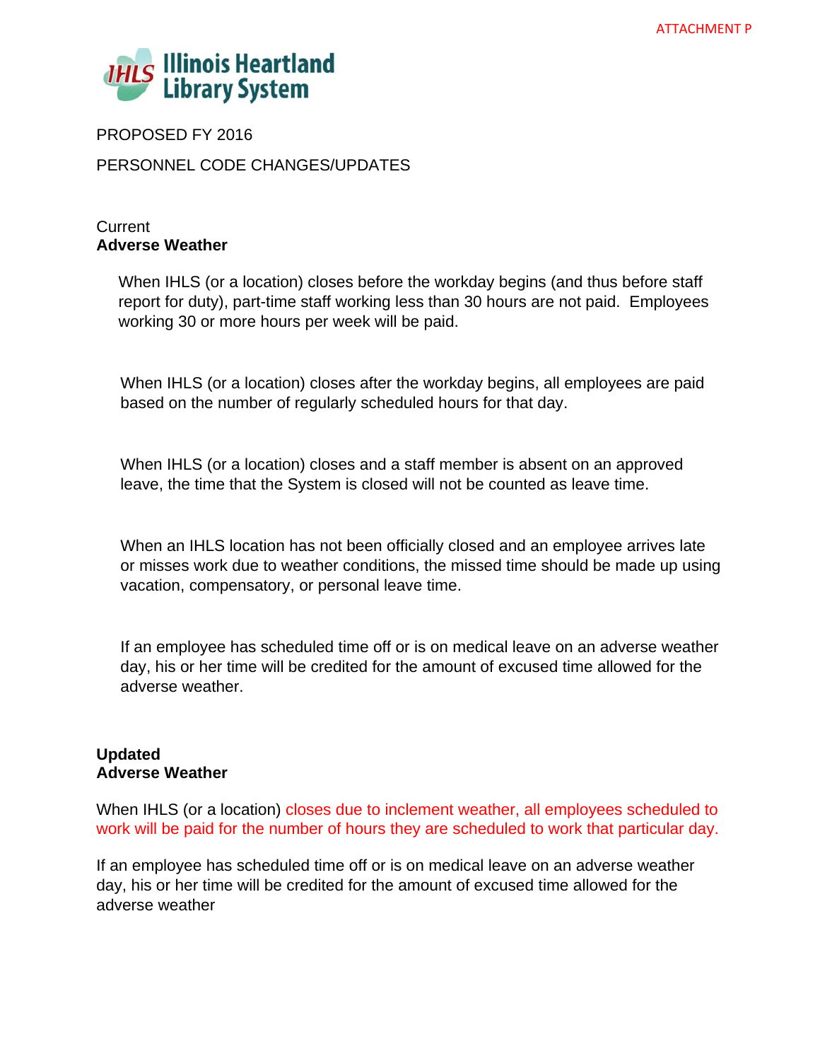ATTACHMENT P

Illinois Heartland Library System

PROPOSED FY 2016

PERSONNEL CODE CHANGES/UPDATES

Current

**Adverse Weather**

When IHLS (or a location) closes before the workday begins (and thus before staff report for duty), part-time staff working less than 30 hours are not paid. Employees working 30 or more hours per week will be paid.

When IHLS (or a location) closes after the workday begins, all employees are paid based on the number of regularly scheduled hours for that day.

When IHLS (or a location) closes and a staff member is absent on an approved leave, the time that the System is closed will not be counted as leave time.

When an IHLS location has not been officially closed and an employee arrives late or misses work due to weather conditions, the missed time should be made up using vacation, compensatory, or personal leave time.

If an employee has scheduled time off or is on medical leave on an adverse weather day, his or her time will be credited for the amount of excused time allowed for the adverse weather.

**Updated**

**Adverse Weather**

When IHLS (or a location) closes due to inclement weather, all employees scheduled to work will be paid for the number of hours they are scheduled to work that particular day.

If an employee has scheduled time off or is on medical leave on an adverse weather day, his or her time will be credited for the amount of excused time allowed for the adverse weather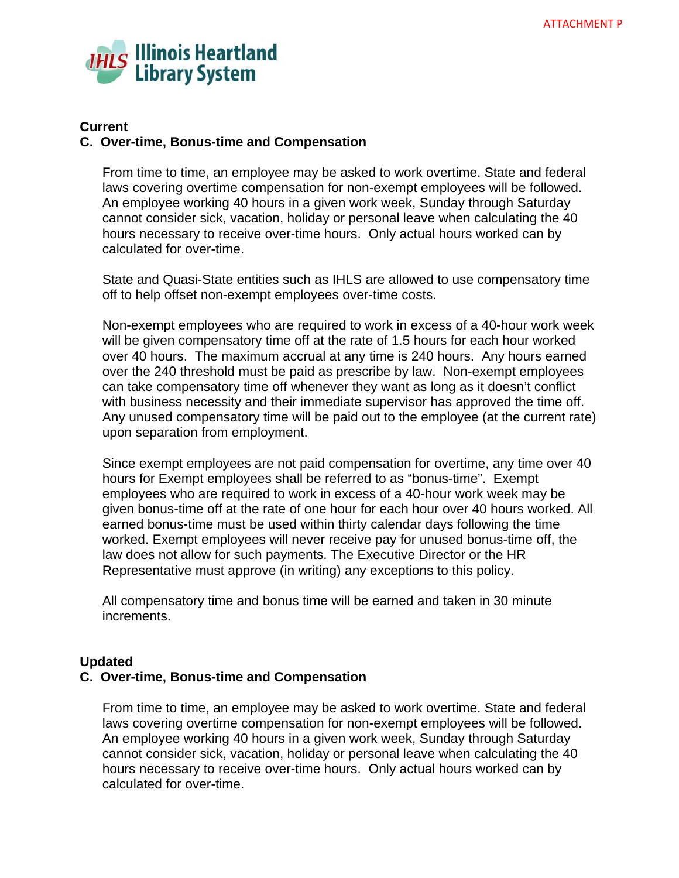ATTACHMENT P

**Illinois Heartland Library System**

**Current**

**C. Over-time, Bonus-time and Compensation**

From time to time, an employee may be asked to work overtime. State and federal laws covering overtime compensation for non-exempt employees will be followed. An employee working 40 hours in a given work week, Sunday through Saturday cannot consider sick, vacation, holiday or personal leave when calculating the 40 hours necessary to receive over-time hours. Only actual hours worked can by calculated for over-time.

State and Quasi-State entities such as IHLS are allowed to use compensatory time off to help offset non-exempt employees over-time costs.

Non-exempt employees who are required to work in excess of a 40-hour work week will be given compensatory time off at the rate of 1.5 hours for each hour worked over 40 hours. The maximum accrual at any time is 240 hours. Any hours earned over the 240 threshold must be paid as prescribe by law. Non-exempt employees can take compensatory time off whenever they want as long as it doesn't conflict with business necessity and their immediate supervisor has approved the time off. Any unused compensatory time will be paid out to the employee (at the current rate) upon separation from employment.

Since exempt employees are not paid compensation for overtime, any time over 40 hours for Exempt employees shall be referred to as "bonus-time". Exempt employees who are required to work in excess of a 40-hour work week may be given bonus-time off at the rate of one hour for each hour over 40 hours worked. All earned bonus-time must be used within thirty calendar days following the time worked. Exempt employees will never receive pay for unused bonus-time off, the law does not allow for such payments. The Executive Director or the HR Representative must approve (in writing) any exceptions to this policy.

All compensatory time and bonus time will be earned and taken in 30 minute increments.

**Updated**

**C. Over-time, Bonus-time and Compensation**

From time to time, an employee may be asked to work overtime. State and federal laws covering overtime compensation for non-exempt employees will be followed. An employee working 40 hours in a given work week, Sunday through Saturday cannot consider sick, vacation, holiday or personal leave when calculating the 40 hours necessary to receive over-time hours. Only actual hours worked can by calculated for over-time.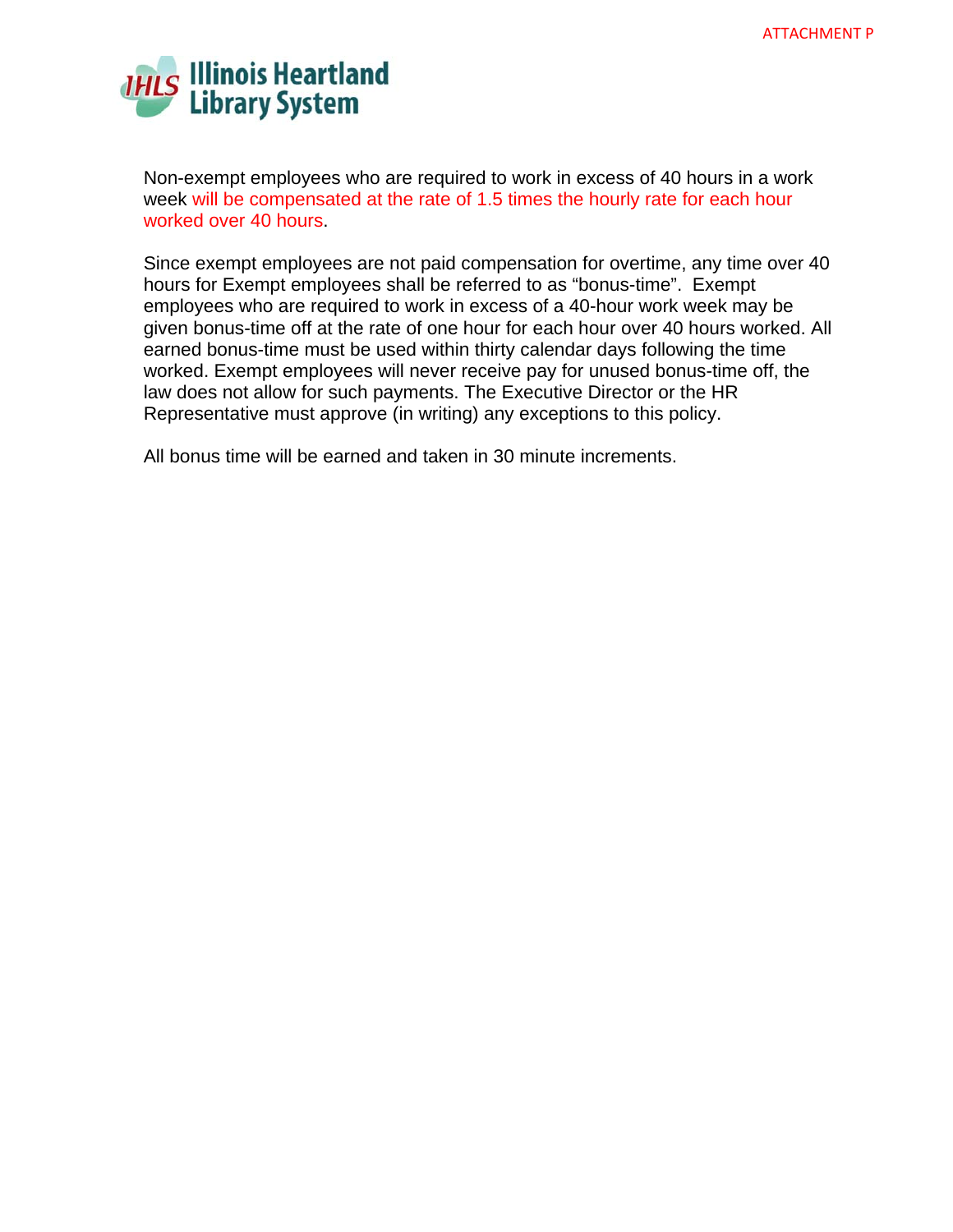Non-exempt employees who are required to work in excess of 40 hours in a work week will be compensated at the rate of 1.5 times the hourly rate for each hour worked over 40 hours.

Since exempt employees are not paid compensation for overtime, any time over 40 hours for Exempt employees shall be referred to as “bonus-time”. Exempt employees who are required to work in excess of a 40-hour work week may be given bonus-time off at the rate of one hour for each hour over 40 hours worked. All earned bonus-time must be used within thirty calendar days following the time worked. Exempt employees will never receive pay for unused bonus-time off, the law does not allow for such payments. The Executive Director or the HR Representative must approve (in writing) any exceptions to this policy.

All bonus time will be earned and taken in 30 minute increments.